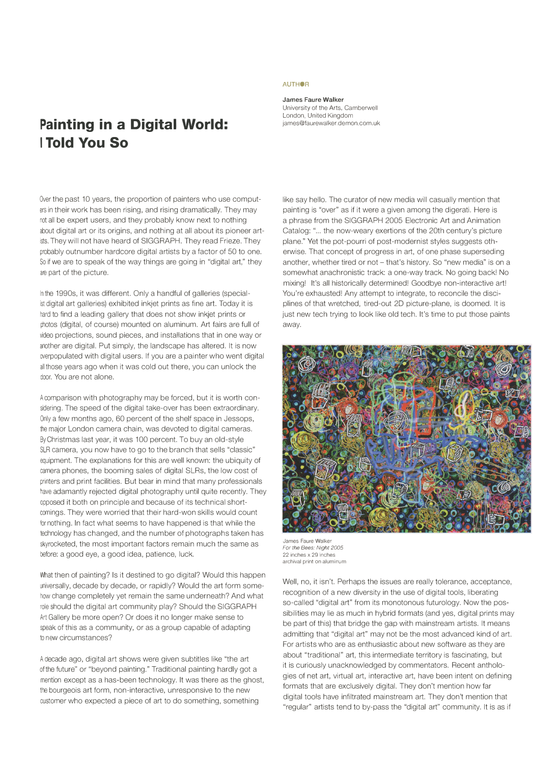# Painting in a Digital World: I Told You So

AUTHOR

**James Faure Walker**
University of the Arts, Camberwell
London, United Kingdom
james@faurewalker.demon.com.uk

Over the past 10 years, the proportion of painters who use computers in their work has been rising, and rising dramatically. They may not all be expert users, and they probably know next to nothing about digital art or its origins, and nothing at all about its pioneer artists. They will not have heard of SIGGRAPH. They read Frieze. They probably outnumber hardcore digital artists by a factor of 50 to one. So if we are to speak of the way things are going in "digital art," they are part of the picture.

In the 1990s, it was different. Only a handful of galleries (specialist digital art galleries) exhibited inkjet prints as fine art. Today it is hard to find a leading gallery that does not show inkjet prints or photos (digital, of course) mounted on aluminum. Art fairs are full of video projections, sound pieces, and installations that in one way or another are digital. Put simply, the landscape has altered. It is now overpopulated with digital users. If you are a painter who went digital all those years ago when it was cold out there, you can unlock the door. You are not alone.

A comparison with photography may be forced, but it is worth considering. The speed of the digital take-over has been extraordinary. Only a few months ago, 60 percent of the shelf space in Jessops, the major London camera chain, was devoted to digital cameras. By Christmas last year, it was 100 percent. To buy an old-style SLR camera, you now have to go to the branch that sells "classic" equipment. The explanations for this are well known: the ubiquity of camera phones, the booming sales of digital SLRs, the low cost of printers and print facilities. But bear in mind that many professionals have adamantly rejected digital photography until quite recently. They opposed it both on principle and because of its technical shortcomings. They were worried that their hard-won skills would count for nothing. In fact what seems to have happened is that while the technology has changed, and the number of photographs taken has skyrocketed, the most important factors remain much the same as before: a good eye, a good idea, patience, luck.

What then of painting? Is it destined to go digital? Would this happen universally, decade by decade, or rapidly? Would the art form somehow change completely yet remain the same underneath? And what role should the digital art community play? Should the SIGGRAPH Art Gallery be more open? Or does it no longer make sense to speak of this as a community, or as a group capable of adapting to new circumstances?

A decade ago, digital art shows were given subtitles like "the art of the future" or "beyond painting." Traditional painting hardly got a mention except as a has-been technology. It was there as the ghost, the bourgeois art form, non-interactive, unresponsive to the new customer who expected a piece of art to do something, something like say hello. The curator of new media will casually mention that painting is "over" as if it were a given among the digerati. Here is a phrase from the SIGGRAPH 2005 Electronic Art and Animation Catalog: "... the now-weary exertions of the 20th century's picture plane." Yet the pot-pourri of post-modernist styles suggests otherwise. That concept of progress in art, of one phase superseding another, whether tired or not – that's history. So "new media" is on a somewhat anachronistic track: a one-way track. No going back! No mixing! It's all historically determined! Goodbye non-interactive art! You're exhausted! Any attempt to integrate, to reconcile the disciplines of that wretched, tired-out 2D picture-plane, is doomed. It is just new tech trying to look like old tech. It's time to put those paints away.

James Faure Walker
*For the Bees: Night 2005*
22 inches x 29 inches
archival print on aluminum

Well, no, it isn't. Perhaps the issues are really tolerance, acceptance, recognition of a new diversity in the use of digital tools, liberating so-called "digital art" from its monotonous futurology. Now the possibilities may lie as much in hybrid formats (and yes, digital prints may be part of this) that bridge the gap with mainstream artists. It means admitting that "digital art" may not be the most advanced kind of art. For artists who are as enthusiastic about new software as they are about "traditional" art, this intermediate territory is fascinating, but it is curiously unacknowledged by commentators. Recent anthologies of net art, virtual art, interactive art, have been intent on defining formats that are exclusively digital. They don't mention how far digital tools have infiltrated mainstream art. They don't mention that "regular" artists tend to by-pass the "digital art" community. It is as if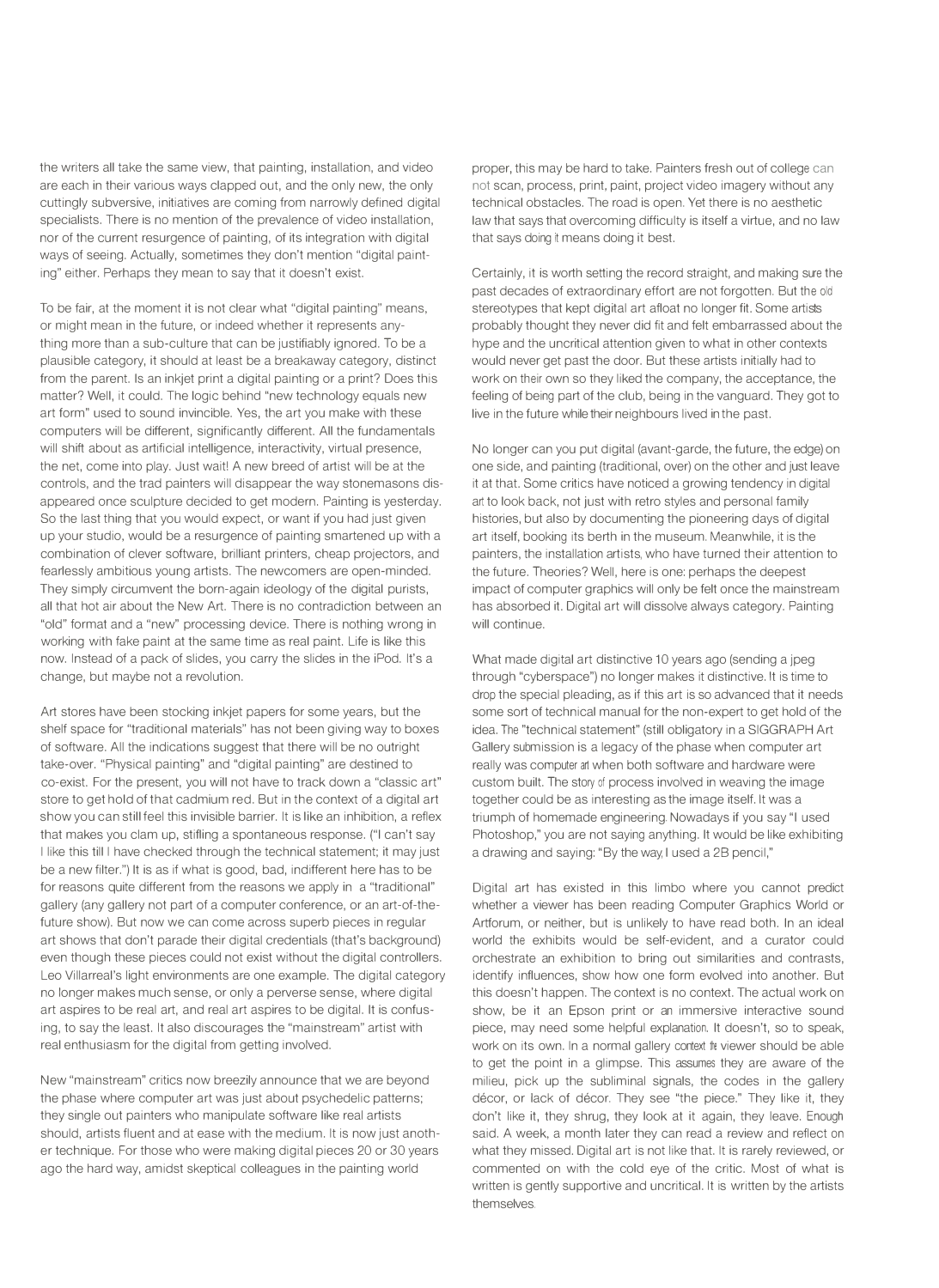the writers all take the same view, that painting, installation, and video are each in their various ways clapped out, and the only new, the only cuttingly subversive, initiatives are coming from narrowly defined digital specialists. There is no mention of the prevalence of video installation, nor of the current resurgence of painting, of its integration with digital ways of seeing. Actually, sometimes they don't mention "digital painting" either. Perhaps they mean to say that it doesn't exist.

To be fair, at the moment it is not clear what "digital painting" means, or might mean in the future, or indeed whether it represents anything more than a sub-culture that can be justifiably ignored. To be a plausible category, it should at least be a breakaway category, distinct from the parent. Is an inkjet print a digital painting or a print? Does this matter? Well, it could. The logic behind "new technology equals new art form" used to sound invincible. Yes, the art you make with these computers will be different, significantly different. All the fundamentals will shift about as artificial intelligence, interactivity, virtual presence, the net, come into play. Just wait! A new breed of artist will be at the controls, and the trad painters will disappear the way stonemasons disappeared once sculpture decided to get modern. Painting is yesterday. So the last thing that you would expect, or want if you had just given up your studio, would be a resurgence of painting smartened up with a combination of clever software, brilliant printers, cheap projectors, and fearlessly ambitious young artists. The newcomers are open-minded. They simply circumvent the born-again ideology of the digital purists, all that hot air about the New Art. There is no contradiction between an "old" format and a "new" processing device. There is nothing wrong in working with fake paint at the same time as real paint. Life is like this now. Instead of a pack of slides, you carry the slides in the iPod. It's a change, but maybe not a revolution.

Art stores have been stocking inkjet papers for some years, but the shelf space for "traditional materials" has not been giving way to boxes of software. All the indications suggest that there will be no outright take-over. "Physical painting" and "digital painting" are destined to co-exist. For the present, you will not have to track down a "classic art" store to get hold of that cadmium red. But in the context of a digital art show you can still feel this invisible barrier. It is like an inhibition, a reflex that makes you clam up, stifling a spontaneous response. ("I can't say I like this till I have checked through the technical statement; it may just be a new filter.") It is as if what is good, bad, indifferent here has to be for reasons quite different from the reasons we apply in a "traditional" gallery (any gallery not part of a computer conference, or an art-of-the-future show). But now we can come across superb pieces in regular art shows that don't parade their digital credentials (that's background) even though these pieces could not exist without the digital controllers. Leo Villarreal's light environments are one example. The digital category no longer makes much sense, or only a perverse sense, where digital art aspires to be real art, and real art aspires to be digital. It is confusing, to say the least. It also discourages the "mainstream" artist with real enthusiasm for the digital from getting involved.

New "mainstream" critics now breezily announce that we are beyond the phase where computer art was just about psychedelic patterns; they single out painters who manipulate software like real artists should, artists fluent and at ease with the medium. It is now just another technique. For those who were making digital pieces 20 or 30 years ago the hard way, amidst skeptical colleagues in the painting world proper, this may be hard to take. Painters fresh out of college can not scan, process, print, paint, project video imagery without any technical obstacles. The road is open. Yet there is no aesthetic law that says that overcoming difficulty is itself a virtue, and no law that says doing it means doing it best.

Certainly, it is worth setting the record straight, and making sure the past decades of extraordinary effort are not forgotten. But the old stereotypes that kept digital art afloat no longer fit. Some artists probably thought they never did fit and felt embarrassed about the hype and the uncritical attention given to what in other contexts would never get past the door. But these artists initially had to work on their own so they liked the company, the acceptance, the feeling of being part of the club, being in the vanguard. They got to live in the future while their neighbours lived in the past.

No longer can you put digital (avant-garde, the future, the edge) on one side, and painting (traditional, over) on the other and just leave it at that. Some critics have noticed a growing tendency in digital art to look back, not just with retro styles and personal family histories, but also by documenting the pioneering days of digital art itself, booking its berth in the museum. Meanwhile, it is the painters, the installation artists, who have turned their attention to the future. Theories? Well, here is one: perhaps the deepest impact of computer graphics will only be felt once the mainstream has absorbed it. Digital art will dissolve always category. Painting will continue.

What made digital art distinctive 10 years ago (sending a jpeg through "cyberspace") no longer makes it distinctive. It is time to drop the special pleading, as if this art is so advanced that it needs some sort of technical manual for the non-expert to get hold of the idea. The "technical statement" (still obligatory in a SIGGRAPH Art Gallery submission is a legacy of the phase when computer art really was computer art when both software and hardware were custom built. The story of process involved in weaving the image together could be as interesting as the image itself. It was a triumph of homemade engineering. Nowadays if you say "I used Photoshop," you are not saying anything. It would be like exhibiting a drawing and saying: "By the way, I used a 2B pencil,"

Digital art has existed in this limbo where you cannot predict whether a viewer has been reading Computer Graphics World or Artforum, or neither, but is unlikely to have read both. In an ideal world the exhibits would be self-evident, and a curator could orchestrate an exhibition to bring out similarities and contrasts, identify influences, show how one form evolved into another. But this doesn't happen. The context is no context. The actual work on show, be it an Epson print or an immersive interactive sound piece, may need some helpful explanation. It doesn't, so to speak, work on its own. In a normal gallery context the viewer should be able to get the point in a glimpse. This assumes they are aware of the milieu, pick up the subliminal signals, the codes in the gallery décor, or lack of décor. They see "the piece." They like it, they don't like it, they shrug, they look at it again, they leave. Enough said. A week, a month later they can read a review and reflect on what they missed. Digital art is not like that. It is rarely reviewed, or commented on with the cold eye of the critic. Most of what is written is gently supportive and uncritical. It is written by the artists themselves.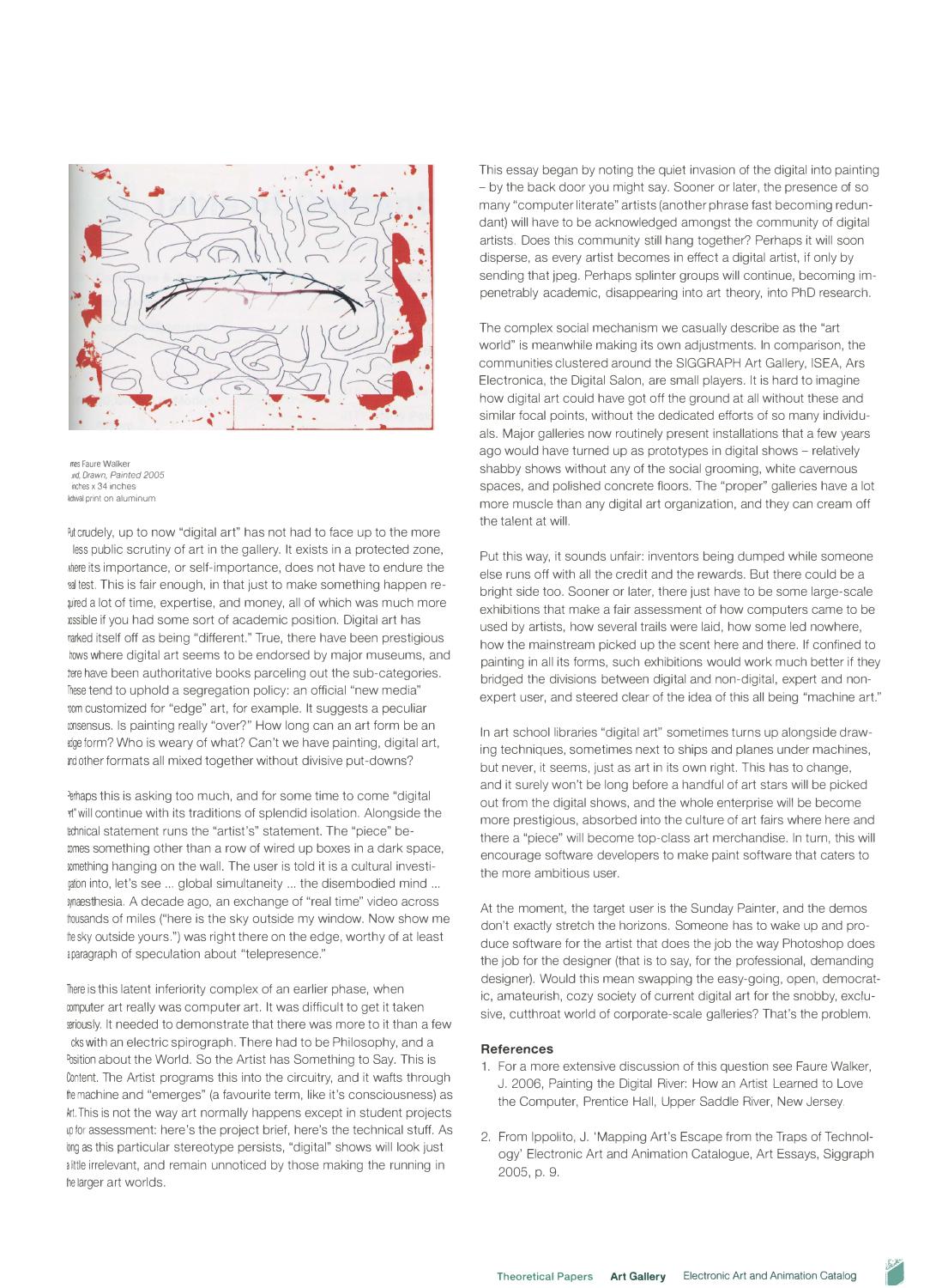James Faure Walker
*Ford, Drawn, Painted 2005*
inches x 34 inches
Archival print on aluminum

Put crudely, up to now "digital art" has not had to face up to the more less public scrutiny of art in the gallery. It exists in a protected zone, where its importance, or self-importance, does not have to endure the real test. This is fair enough, in that just to make something happen required a lot of time, expertise, and money, all of which was much more possible if you had some sort of academic position. Digital art has marked itself off as being "different." True, there have been prestigious shows where digital art seems to be endorsed by major museums, and there have been authoritative books parceling out the sub-categories. These tend to uphold a segregation policy: an official "new media" room customized for "edge" art, for example. It suggests a peculiar consensus. Is painting really "over?" How long can an art form be an edge form? Who is weary of what? Can't we have painting, digital art, and other formats all mixed together without divisive put-downs?

Perhaps this is asking too much, and for some time to come "digital art" will continue with its traditions of splendid isolation. Alongside the technical statement runs the "artist's" statement. The "piece" becomes something other than a row of wired up boxes in a dark space, something hanging on the wall. The user is told it is a cultural investigation into, let's see ... global simultaneity ... the disembodied mind ... synaesthesia. A decade ago, an exchange of "real time" video across thousands of miles ("here is the sky outside my window. Now show me the sky outside yours.") was right there on the edge, worthy of at least a paragraph of speculation about "telepresence."

There is this latent inferiority complex of an earlier phase, when computer art really was computer art. It was difficult to get it taken seriously. It needed to demonstrate that there was more to it than a few tricks with an electric spirograph. There had to be Philosophy, and a Position about the World. So the Artist has Something to Say. This is Content. The Artist programs this into the circuitry, and it wafts through the machine and "emerges" (a favourite term, like it's consciousness) as Art. This is not the way art normally happens except in student projects up for assessment: here's the project brief, here's the technical stuff. As long as this particular stereotype persists, "digital" shows will look just a little irrelevant, and remain unnoticed by those making the running in the larger art worlds.

This essay began by noting the quiet invasion of the digital into painting – by the back door you might say. Sooner or later, the presence of so many "computer literate" artists (another phrase fast becoming redundant) will have to be acknowledged amongst the community of digital artists. Does this community still hang together? Perhaps it will soon disperse, as every artist becomes in effect a digital artist, if only by sending that jpeg. Perhaps splinter groups will continue, becoming impenetrably academic, disappearing into art theory, into PhD research.

The complex social mechanism we casually describe as the "art world" is meanwhile making its own adjustments. In comparison, the communities clustered around the SIGGRAPH Art Gallery, ISEA, Ars Electronica, the Digital Salon, are small players. It is hard to imagine how digital art could have got off the ground at all without these and similar focal points, without the dedicated efforts of so many individuals. Major galleries now routinely present installations that a few years ago would have turned up as prototypes in digital shows – relatively shabby shows without any of the social grooming, white cavernous spaces, and polished concrete floors. The "proper" galleries have a lot more muscle than any digital art organization, and they can cream off the talent at will.

Put this way, it sounds unfair: inventors being dumped while someone else runs off with all the credit and the rewards. But there could be a bright side too. Sooner or later, there just have to be some large-scale exhibitions that make a fair assessment of how computers came to be used by artists, how several trails were laid, how some led nowhere, how the mainstream picked up the scent here and there. If confined to painting in all its forms, such exhibitions would work much better if they bridged the divisions between digital and non-digital, expert and non-expert user, and steered clear of the idea of this all being "machine art."

In art school libraries "digital art" sometimes turns up alongside drawing techniques, sometimes next to ships and planes under machines, but never, it seems, just as art in its own right. This has to change, and it surely won't be long before a handful of art stars will be picked out from the digital shows, and the whole enterprise will be become more prestigious, absorbed into the culture of art fairs where here and there a "piece" will become top-class art merchandise. In turn, this will encourage software developers to make paint software that caters to the more ambitious user.

At the moment, the target user is the Sunday Painter, and the demos don't exactly stretch the horizons. Someone has to wake up and produce software for the artist that does the job the way Photoshop does the job for the designer (that is to say, for the professional, demanding designer). Would this mean swapping the easy-going, open, democratic, amateurish, cozy society of current digital art for the snobby, exclusive, cutthroat world of corporate-scale galleries? That's the problem.

## References

1. For a more extensive discussion of this question see Faure Walker, J. 2006, Painting the Digital River: How an Artist Learned to Love the Computer, Prentice Hall, Upper Saddle River, New Jersey.

2. From Ippolito, J. 'Mapping Art's Escape from the Traps of Technology' Electronic Art and Animation Catalogue, Art Essays, Siggraph 2005, p. 9.